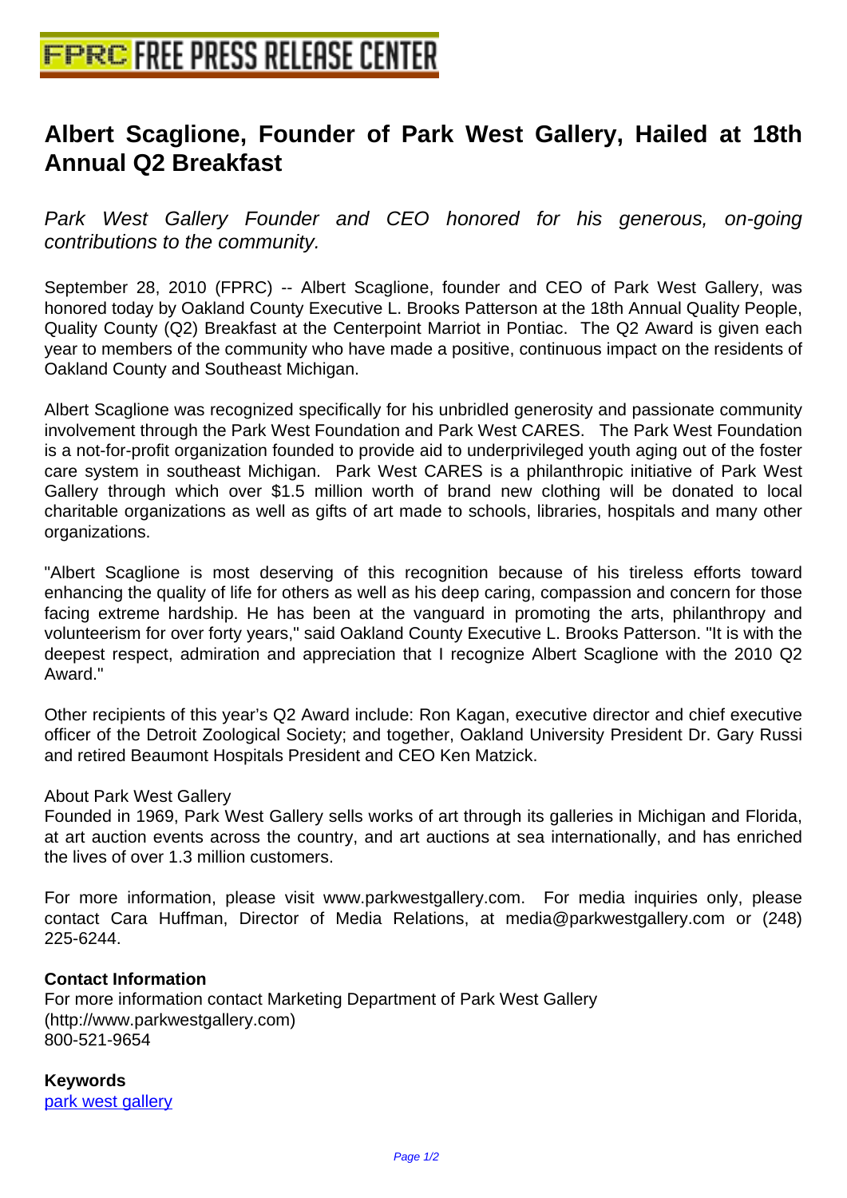# Albert Scaglione, Founder of Park West Gallery, Hailed at 18th Annual Q2 Breakfast

*Park West Gallery Founder and CEO honored for his generous, on-going contributions to the community.*

September 28, 2010 (FPRC) -- Albert Scaglione, founder and CEO of Park West Gallery, was honored today by Oakland County Executive L. Brooks Patterson at the 18th Annual Quality People, Quality County (Q2) Breakfast at the Centerpoint Marriot in Pontiac. The Q2 Award is given each year to members of the community who have made a positive, continuous impact on the residents of Oakland County and Southeast Michigan.

Albert Scaglione was recognized specifically for his unbridled generosity and passionate community involvement through the Park West Foundation and Park West CARES. The Park West Foundation is a not-for-profit organization founded to provide aid to underprivileged youth aging out of the foster care system in southeast Michigan. Park West CARES is a philanthropic initiative of Park West Gallery through which over $1.5 million worth of brand new clothing will be donated to local charitable organizations as well as gifts of art made to schools, libraries, hospitals and many other organizations.

"Albert Scaglione is most deserving of this recognition because of his tireless efforts toward enhancing the quality of life for others as well as his deep caring, compassion and concern for those facing extreme hardship. He has been at the vanguard in promoting the arts, philanthropy and volunteerism for over forty years," said Oakland County Executive L. Brooks Patterson. "It is with the deepest respect, admiration and appreciation that I recognize Albert Scaglione with the 2010 Q2 Award."

Other recipients of this year's Q2 Award include: Ron Kagan, executive director and chief executive officer of the Detroit Zoological Society; and together, Oakland University President Dr. Gary Russi and retired Beaumont Hospitals President and CEO Ken Matzick.

About Park West Gallery
Founded in 1969, Park West Gallery sells works of art through its galleries in Michigan and Florida, at art auction events across the country, and art auctions at sea internationally, and has enriched the lives of over 1.3 million customers.

For more information, please visit www.parkwestgallery.com. For media inquiries only, please contact Cara Huffman, Director of Media Relations, at media@parkwestgallery.com or (248) 225-6244.

**Contact Information**
For more information contact Marketing Department of Park West Gallery
(http://www.parkwestgallery.com)
800-521-9654

**Keywords**
park west gallery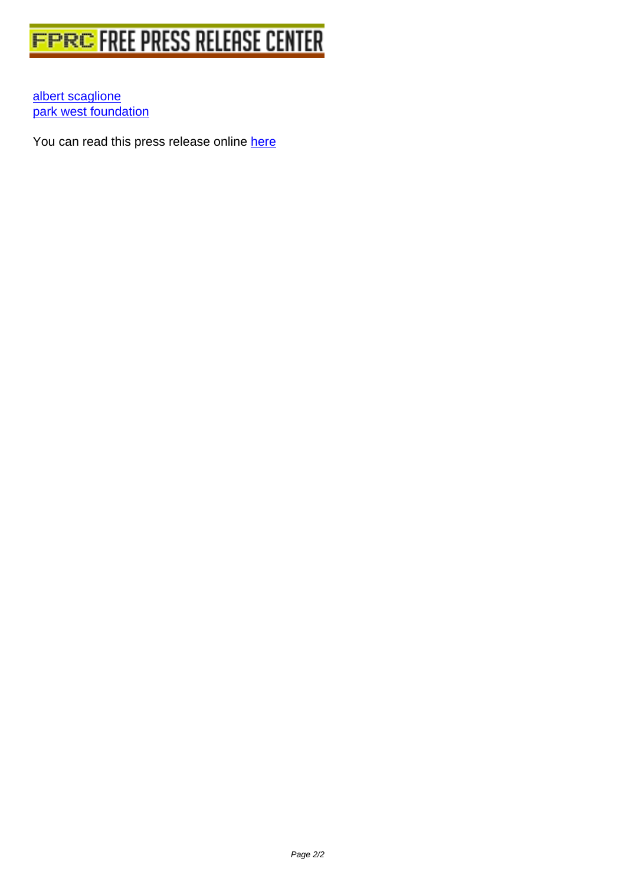albert scaglione
park west foundation

You can read this press release online here